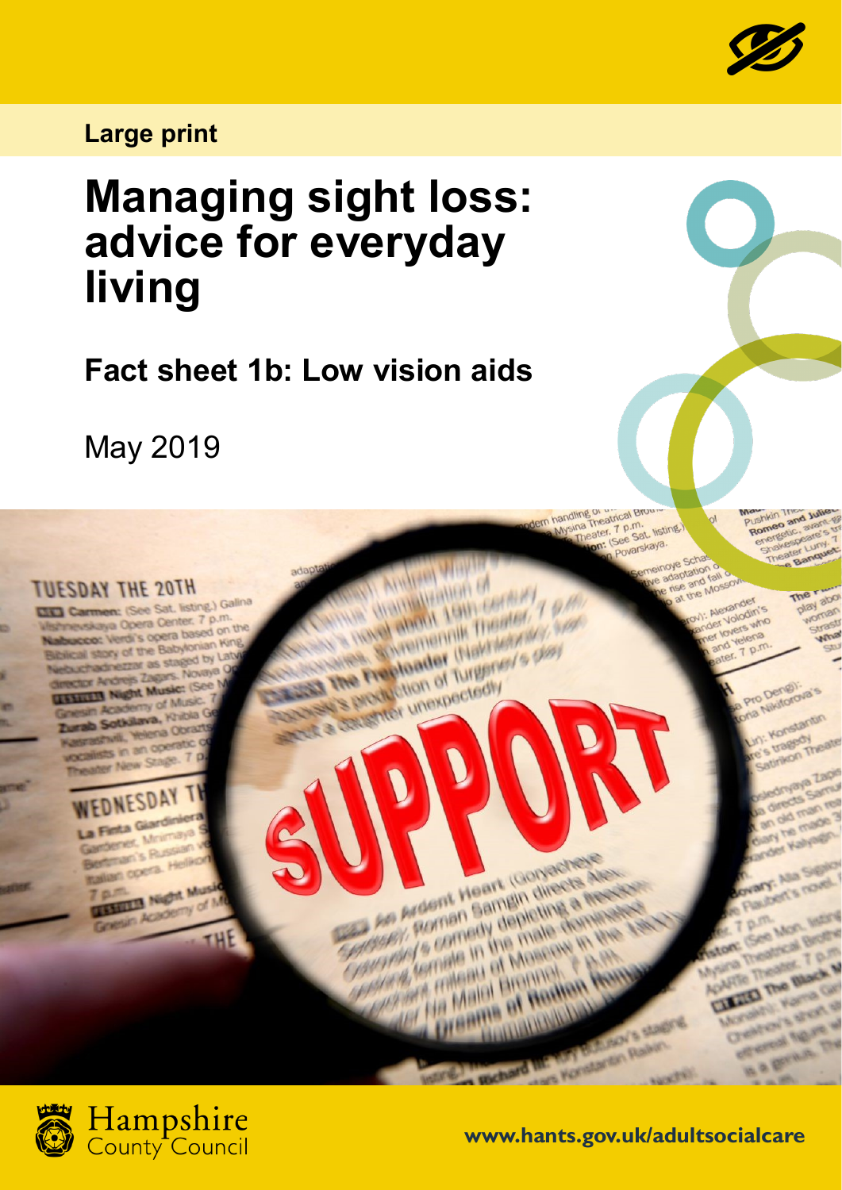Large print

# Managing sight loss: advice for everyday living

## Fact sheet 1b: Low vision aids

May 2019

Hampshire County Council

www.hants.gov.uk/adultsocialcare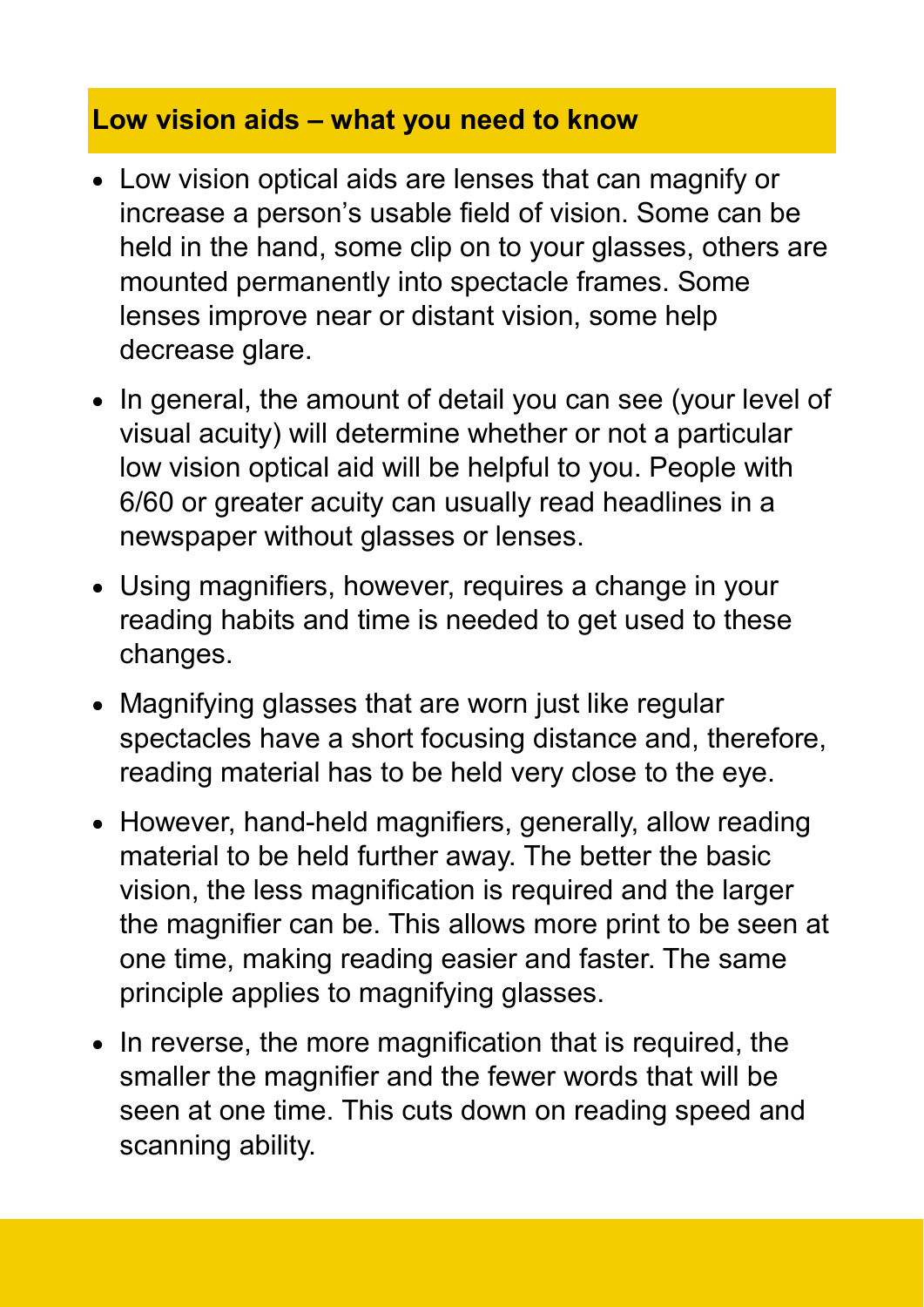## Low vision aids – what you need to know

- Low vision optical aids are lenses that can magnify or increase a person's usable field of vision. Some can be held in the hand, some clip on to your glasses, others are mounted permanently into spectacle frames. Some lenses improve near or distant vision, some help decrease glare.
- In general, the amount of detail you can see (your level of visual acuity) will determine whether or not a particular low vision optical aid will be helpful to you. People with 6/60 or greater acuity can usually read headlines in a newspaper without glasses or lenses.
- Using magnifiers, however, requires a change in your reading habits and time is needed to get used to these changes.
- Magnifying glasses that are worn just like regular spectacles have a short focusing distance and, therefore, reading material has to be held very close to the eye.
- However, hand-held magnifiers, generally, allow reading material to be held further away. The better the basic vision, the less magnification is required and the larger the magnifier can be. This allows more print to be seen at one time, making reading easier and faster. The same principle applies to magnifying glasses.
- In reverse, the more magnification that is required, the smaller the magnifier and the fewer words that will be seen at one time. This cuts down on reading speed and scanning ability.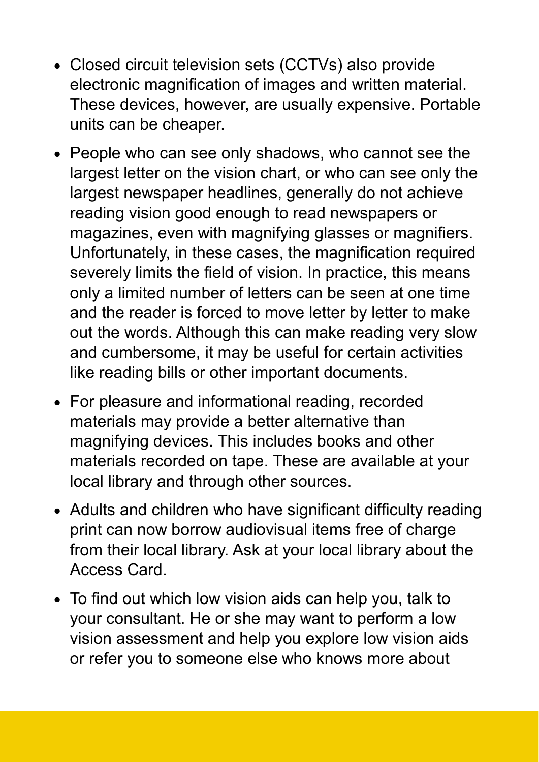- Closed circuit television sets (CCTVs) also provide electronic magnification of images and written material. These devices, however, are usually expensive. Portable units can be cheaper.
- People who can see only shadows, who cannot see the largest letter on the vision chart, or who can see only the largest newspaper headlines, generally do not achieve reading vision good enough to read newspapers or magazines, even with magnifying glasses or magnifiers. Unfortunately, in these cases, the magnification required severely limits the field of vision. In practice, this means only a limited number of letters can be seen at one time and the reader is forced to move letter by letter to make out the words. Although this can make reading very slow and cumbersome, it may be useful for certain activities like reading bills or other important documents.
- For pleasure and informational reading, recorded materials may provide a better alternative than magnifying devices. This includes books and other materials recorded on tape. These are available at your local library and through other sources.
- Adults and children who have significant difficulty reading print can now borrow audiovisual items free of charge from their local library. Ask at your local library about the Access Card.
- To find out which low vision aids can help you, talk to your consultant. He or she may want to perform a low vision assessment and help you explore low vision aids or refer you to someone else who knows more about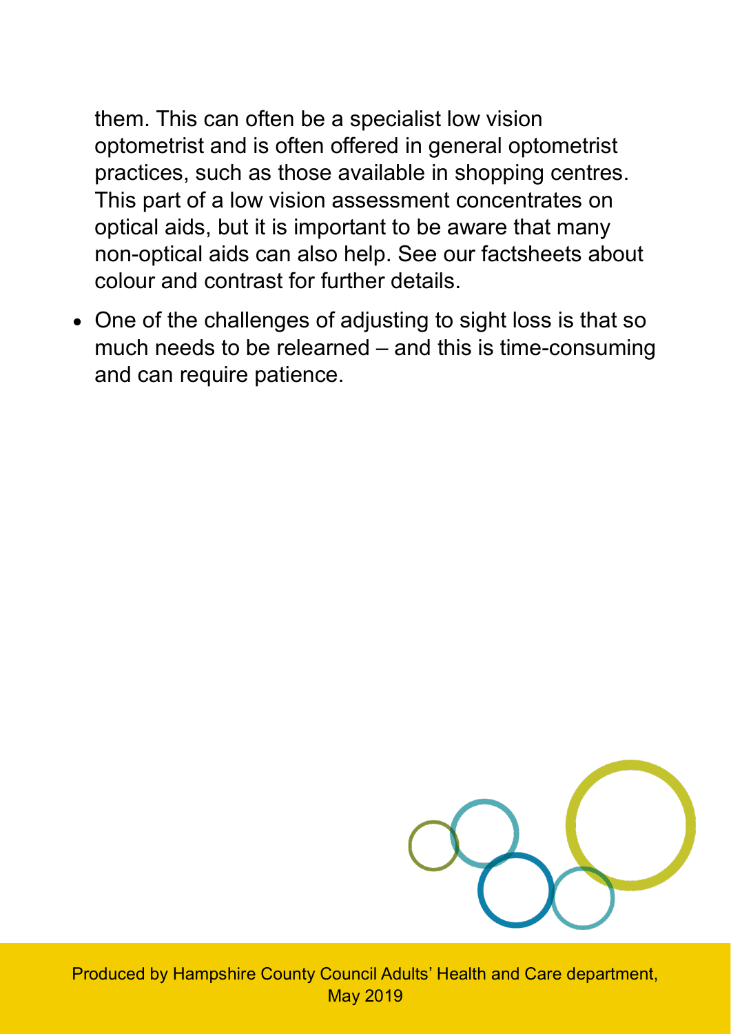them. This can often be a specialist low vision optometrist and is often offered in general optometrist practices, such as those available in shopping centres. This part of a low vision assessment concentrates on optical aids, but it is important to be aware that many non-optical aids can also help. See our factsheets about colour and contrast for further details.

- One of the challenges of adjusting to sight loss is that so much needs to be relearned – and this is time-consuming and can require patience.

Produced by Hampshire County Council Adults' Health and Care department, May 2019